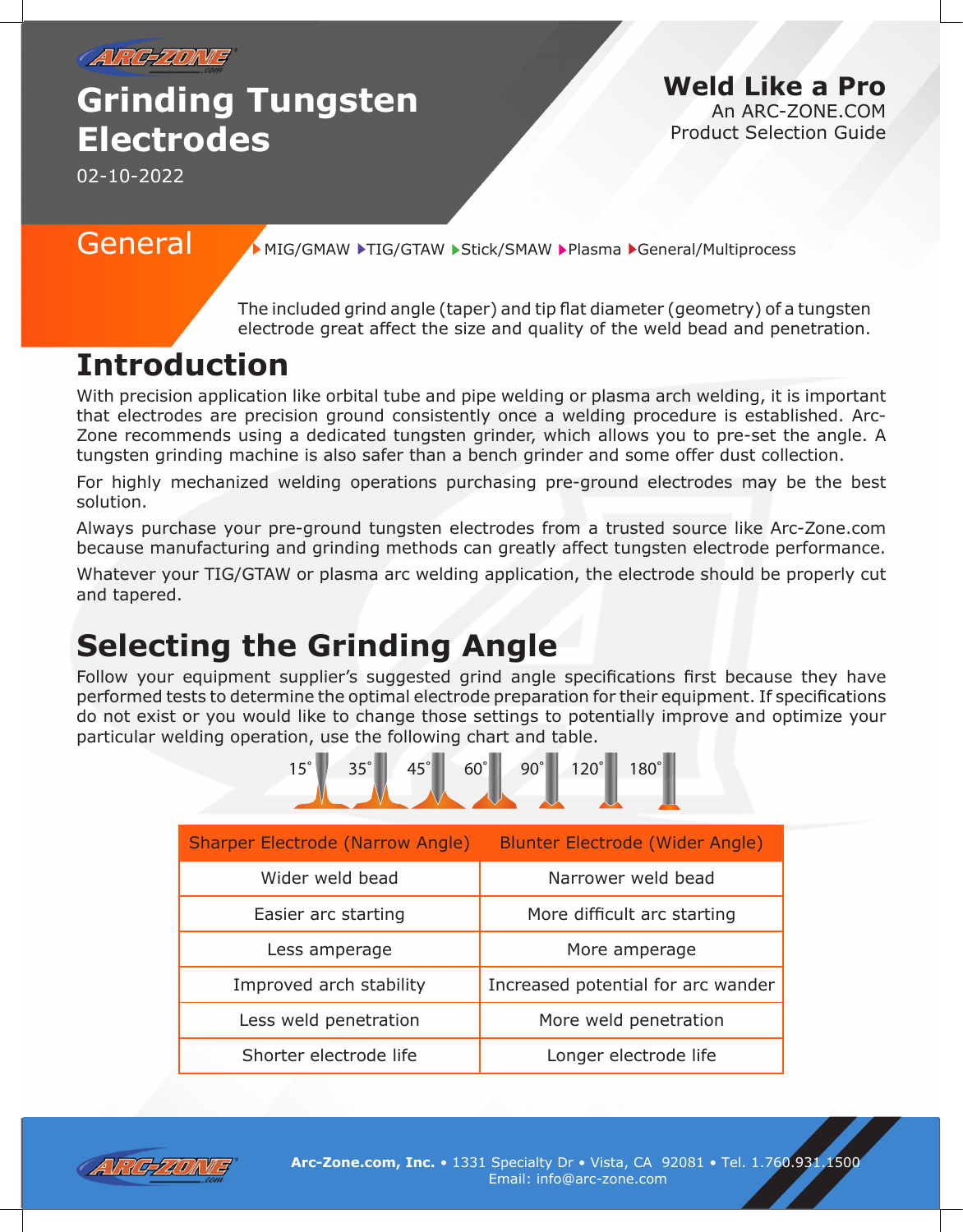# Grinding Tungsten Electrodes

02-10-2022

**Weld Like a Pro**
An ARC-ZONE.COM Product Selection Guide

## General

▶MIG/GMAW ▶TIG/GTAW ▶Stick/SMAW ▶Plasma ▶General/Multiprocess

The included grind angle (taper) and tip flat diameter (geometry) of a tungsten electrode great affect the size and quality of the weld bead and penetration.

## Introduction

With precision application like orbital tube and pipe welding or plasma arch welding, it is important that electrodes are precision ground consistently once a welding procedure is established. Arc-Zone recommends using a dedicated tungsten grinder, which allows you to pre-set the angle. A tungsten grinding machine is also safer than a bench grinder and some offer dust collection.

For highly mechanized welding operations purchasing pre-ground electrodes may be the best solution.

Always purchase your pre-ground tungsten electrodes from a trusted source like Arc-Zone.com because manufacturing and grinding methods can greatly affect tungsten electrode performance.

Whatever your TIG/GTAW or plasma arc welding application, the electrode should be properly cut and tapered.

## Selecting the Grinding Angle

Follow your equipment supplier's suggested grind angle specifications first because they have performed tests to determine the optimal electrode preparation for their equipment. If specifications do not exist or you would like to change those settings to potentially improve and optimize your particular welding operation, use the following chart and table.

15° 35° 45° 60° 90° 120° 180°

| Sharper Electrode (Narrow Angle) | Blunter Electrode (Wider Angle) |
|---|---|
| Wider weld bead | Narrower weld bead |
| Easier arc starting | More difficult arc starting |
| Less amperage | More amperage |
| Improved arch stability | Increased potential for arc wander |
| Less weld penetration | More weld penetration |
| Shorter electrode life | Longer electrode life |

**Arc-Zone.com, Inc.** • 1331 Specialty Dr • Vista, CA 92081 • Tel. 1.760.931.1500
Email: info@arc-zone.com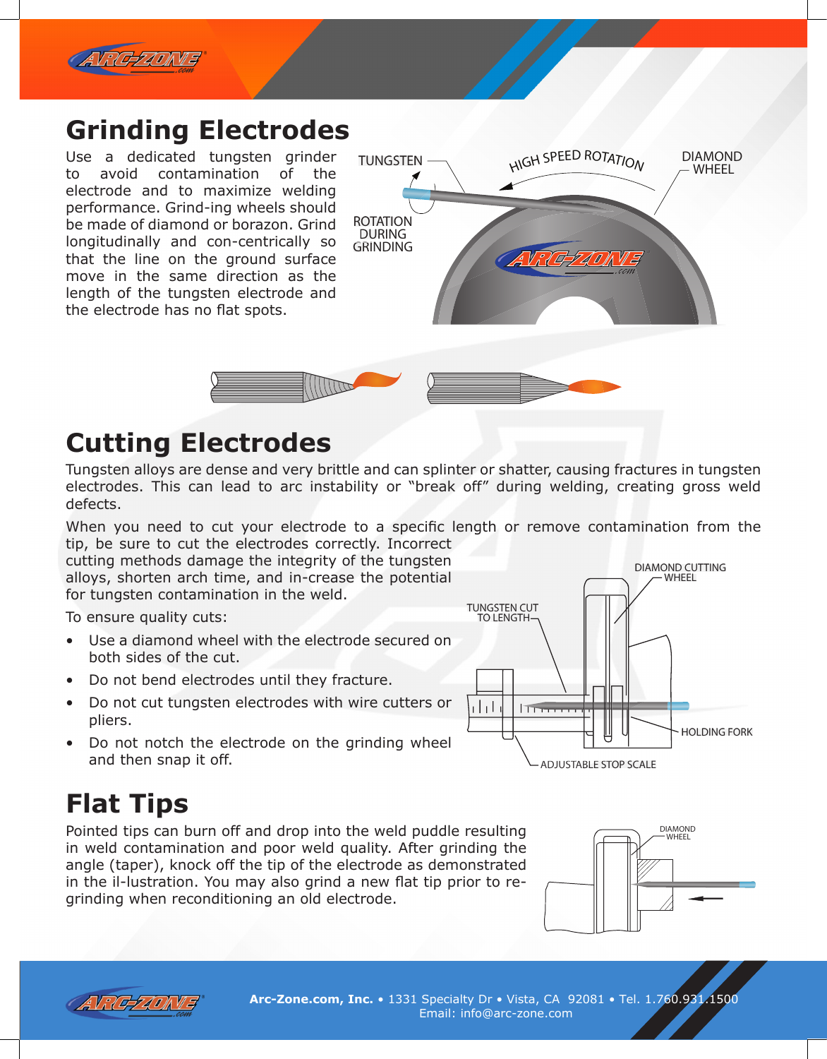## Grinding Electrodes

Use a dedicated tungsten grinder to avoid contamination of the electrode and to maximize welding performance. Grind-ing wheels should be made of diamond or borazon. Grind longitudinally and con-centrically so that the line on the ground surface move in the same direction as the length of the tungsten electrode and the electrode has no flat spots.

TUNGSTEN

HIGH SPEED ROTATION

DIAMOND WHEEL

ROTATION DURING GRINDING

## Cutting Electrodes

Tungsten alloys are dense and very brittle and can splinter or shatter, causing fractures in tungsten electrodes. This can lead to arc instability or "break off" during welding, creating gross weld defects.

When you need to cut your electrode to a specific length or remove contamination from the tip, be sure to cut the electrodes correctly. Incorrect cutting methods damage the integrity of the tungsten alloys, shorten arch time, and in-crease the potential for tungsten contamination in the weld.

To ensure quality cuts:

- Use a diamond wheel with the electrode secured on both sides of the cut.
- Do not bend electrodes until they fracture.
- Do not cut tungsten electrodes with wire cutters or pliers.
- Do not notch the electrode on the grinding wheel and then snap it off.

DIAMOND CUTTING WHEEL

TUNGSTEN CUT TO LENGTH

HOLDING FORK

ADJUSTABLE STOP SCALE

## Flat Tips

Pointed tips can burn off and drop into the weld puddle resulting in weld contamination and poor weld quality. After grinding the angle (taper), knock off the tip of the electrode as demonstrated in the il-lustration. You may also grind a new flat tip prior to re-grinding when reconditioning an old electrode.

DIAMOND WHEEL

**Arc-Zone.com, Inc.** • 1331 Specialty Dr • Vista, CA 92081 • Tel. 1.760.931.1500
Email: info@arc-zone.com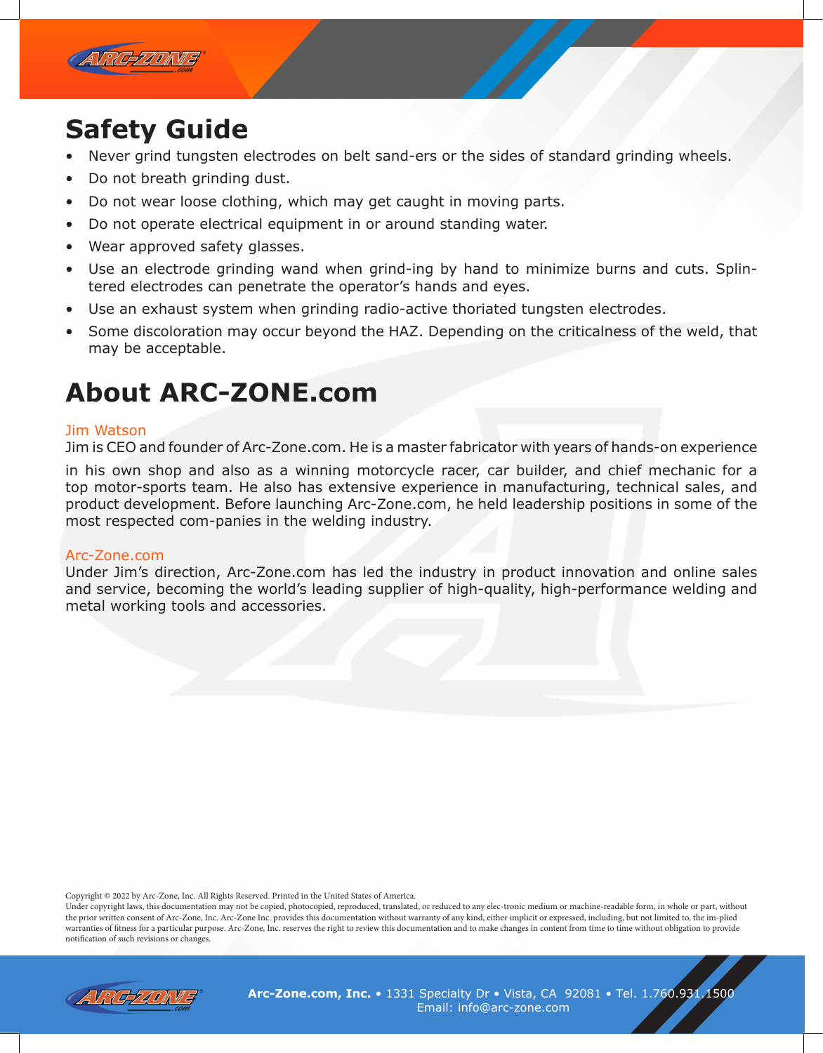## Safety Guide

- Never grind tungsten electrodes on belt sand-ers or the sides of standard grinding wheels.
- Do not breath grinding dust.
- Do not wear loose clothing, which may get caught in moving parts.
- Do not operate electrical equipment in or around standing water.
- Wear approved safety glasses.
- Use an electrode grinding wand when grind-ing by hand to minimize burns and cuts. Splin-tered electrodes can penetrate the operator's hands and eyes.
- Use an exhaust system when grinding radio-active thoriated tungsten electrodes.
- Some discoloration may occur beyond the HAZ. Depending on the criticalness of the weld, that may be acceptable.

## About ARC-ZONE.com

### Jim Watson

Jim is CEO and founder of Arc-Zone.com. He is a master fabricator with years of hands-on experience in his own shop and also as a winning motorcycle racer, car builder, and chief mechanic for a top motor-sports team. He also has extensive experience in manufacturing, technical sales, and product development. Before launching Arc-Zone.com, he held leadership positions in some of the most respected com-panies in the welding industry.

### Arc-Zone.com

Under Jim's direction, Arc-Zone.com has led the industry in product innovation and online sales and service, becoming the world's leading supplier of high-quality, high-performance welding and metal working tools and accessories.

Copyright © 2022 by Arc-Zone, Inc. All Rights Reserved. Printed in the United States of America.
Under copyright laws, this documentation may not be copied, photocopied, reproduced, translated, or reduced to any elec-tronic medium or machine-readable form, in whole or part, without the prior written consent of Arc-Zone, Inc. Arc-Zone Inc. provides this documentation without warranty of any kind, either implicit or expressed, including, but not limited to, the im-plied warranties of fitness for a particular purpose. Arc-Zone, Inc. reserves the right to review this documentation and to make changes in content from time to time without obligation to provide notification of such revisions or changes.

**Arc-Zone.com, Inc.** • 1331 Specialty Dr • Vista, CA 92081 • Tel. 1.760.931.1500
Email: info@arc-zone.com